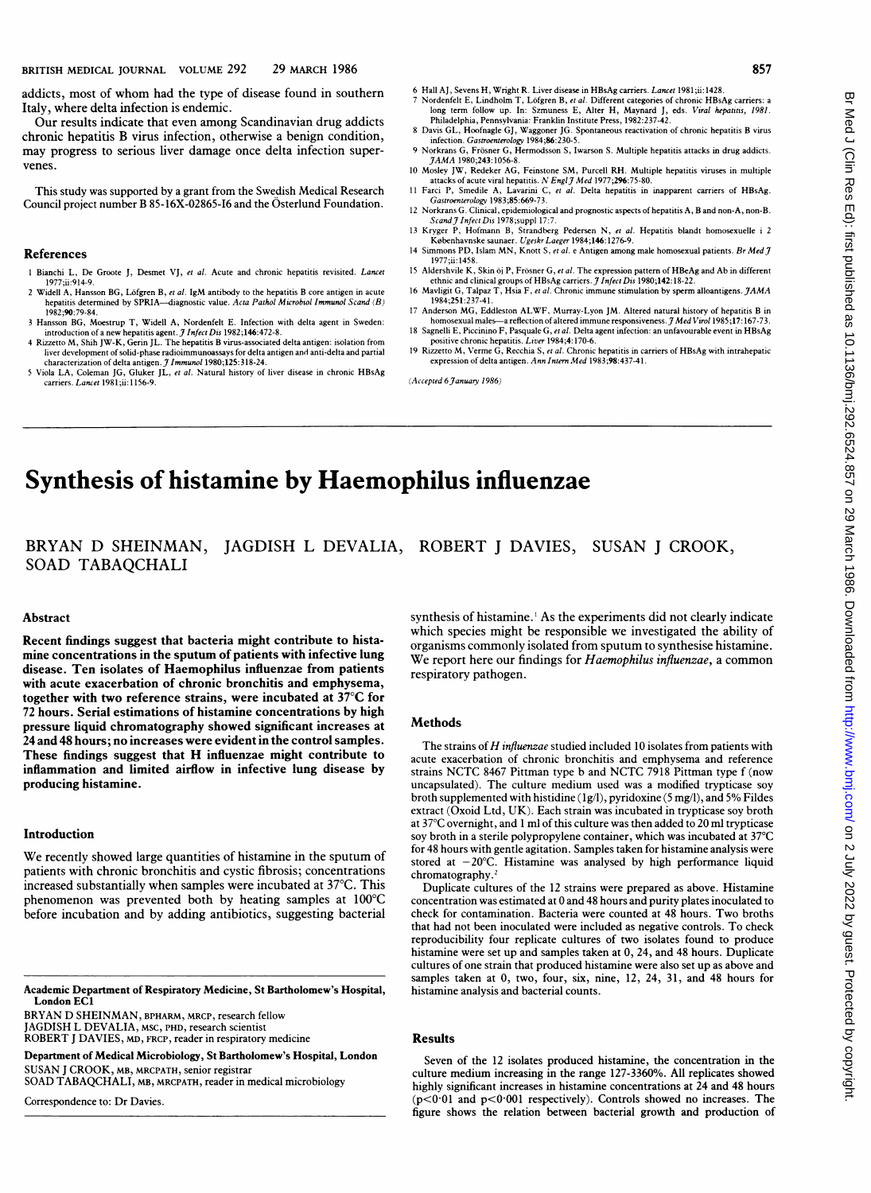addicts, most of whom had the type of disease found in southern Italy, where delta infection is endemic.

Our results indicate that even among Scandinavian drug addicts chronic hepatitis B virus infection, otherwise a benign condition, may progress to serious liver damage once delta infection supervenes.

This study was supported by a grant from the Swedish Medical Research Council project number B 85-16X-02865-16 and the Österlund Foundation.

## References

1 Bianchi L, De Groote J, Desmet VJ, *et al.* Acute and chronic hepatitis revisited. *Lancet* 1977;ii:914-9.
2 Widell A, Hansson BG, Löfgren B, *et al.* IgM antibody to the hepatitis B core antigen in acute hepatitis determined by SPRIA—diagnostic value. *Acta Pathol Microbiol Immunol Scand (B)* 1982;90:79-84.
3 Hansson BG, Moestrup T, Widell A, Nordenfelt E. Infection with delta agent in Sweden: introduction of a new hepatitis agent. *J Infect Dis* 1982;146:472-8.
4 Rizzetto M, Shih JW-K, Gerin JL. The hepatitis B virus-associated delta antigen: isolation from liver development of solid-phase radioimmunoassays for delta antigen and anti-delta and partial characterization of delta antigen. *J Immunol* 1980;125:318-24.
5 Viola LA, Coleman JG, Gluker JL, *et al.* Natural history of liver disease in chronic HBsAg carriers. *Lancet* 1981;ii:1156-9.
6 Hall AJ, Sevens H, Wright R. Liver disease in HBsAg carriers. *Lancet* 1981;ii:1428.
7 Nordenfelt E, Lindholm T, Löfgren B, *et al.* Different categories of chronic HBsAg carriers: a long term follow up. In: Szmuness E, Alter H, Maynard J, eds. *Viral hepatitis, 1981.* Philadelphia, Pennsylvania: Franklin Institute Press, 1982:237-42.
8 Davis GL, Hoofnagle GJ, Waggoner JG. Spontaneous reactivation of chronic hepatitis B virus infection. *Gastroenterology* 1984;86:230-5.
9 Norkrans G, Frösner G, Hermodsson S, Iwarson S. Multiple hepatitis attacks in drug addicts. *JAMA* 1980;243:1056-8.
10 Mosley JW, Redeker AG, Feinstone SM, Purcell RH. Multiple hepatitis viruses in multiple attacks of acute viral hepatitis. *N Engl J Med* 1977;296:75-80.
11 Farci P, Smedile A, Lavarini C, *et al.* Delta hepatitis in inapparent carriers of HBsAg. *Gastroenterology* 1983;85:669-73.
12 Norkrans G. Clinical, epidemiological and prognostic aspects of hepatitis A, B and non-A, non-B. *Scand J Infect Dis* 1978;suppl 17:7.
13 Kryger P, Hofmann B, Strandberg Pedersen N, *et al.* Hepatitis blandt homosexuelle i 2 Københavnske saunaer. *Ugeskr Laeger* 1984;146:1276-9.
14 Simmons PD, Islam MN, Knott S, *et al.* e Antigen among male homosexual patients. *Br Med J* 1977;ii:1458.
15 Aldershvile K, Skin öj P, Frösner G, *et al.* The expression pattern of HBeAg and Ab in different ethnic and clinical groups of HBsAg carriers. *J Infect Dis* 1980;142:18-22.
16 Mavligit G, Talpaz T, Hsia F, *et al.* Chronic immune stimulation by sperm alloantigens. *JAMA* 1984;251:237-41.
17 Anderson MG, Eddleston ALWF, Murray-Lyon JM. Altered natural history of hepatitis B in homosexual males—a reflection of altered immune responsiveness. *J Med Virol* 1985;17:167-73.
18 Sagnelli E, Piccinino F, Pasquale G, *et al.* Delta agent infection: an unfavourable event in HBsAg positive chronic hepatitis. *Liver* 1984;4:170-6.
19 Rizzetto M, Verme G, Recchia S, *et al.* Chronic hepatitis in carriers of HBsAg with intrahepatic expression of delta antigen. *Ann Intern Med* 1983;98:437-41.

*(Accepted 6 January 1986)*

# Synthesis of histamine by Haemophilus influenzae

BRYAN D SHEINMAN, JAGDISH L DEVALIA, ROBERT J DAVIES, SUSAN J CROOK, SOAD TABAQCHALI

## Abstract

**Recent findings suggest that bacteria might contribute to histamine concentrations in the sputum of patients with infective lung disease. Ten isolates of Haemophilus influenzae from patients with acute exacerbation of chronic bronchitis and emphysema, together with two reference strains, were incubated at 37°C for 72 hours. Serial estimations of histamine concentrations by high pressure liquid chromatography showed significant increases at 24 and 48 hours; no increases were evident in the control samples. These findings suggest that H influenzae might contribute to inflammation and limited airflow in infective lung disease by producing histamine.**

## Introduction

We recently showed large quantities of histamine in the sputum of patients with chronic bronchitis and cystic fibrosis; concentrations increased substantially when samples were incubated at 37°C. This phenomenon was prevented both by heating samples at 100°C before incubation and by adding antibiotics, suggesting bacterial synthesis of histamine.[1] As the experiments did not clearly indicate which species might be responsible we investigated the ability of organisms commonly isolated from sputum to synthesise histamine. We report here our findings for *Haemophilus influenzae*, a common respiratory pathogen.

Academic Department of Respiratory Medicine, St Bartholomew's Hospital, London EC1

BRYAN D SHEINMAN, BPHARM, MRCP, research fellow
JAGDISH L DEVALIA, MSC, PHD, research scientist
ROBERT J DAVIES, MD, FRCP, reader in respiratory medicine

Department of Medical Microbiology, St Bartholomew's Hospital, London

SUSAN J CROOK, MB, MRCPATH, senior registrar
SOAD TABAQCHALI, MB, MRCPATH, reader in medical microbiology

Correspondence to: Dr Davies.

## Methods

The strains of *H influenzae* studied included 10 isolates from patients with acute exacerbation of chronic bronchitis and emphysema and reference strains NCTC 8467 Pittman type b and NCTC 7918 Pittman type f (now uncapsulated). The culture medium used was a modified trypticase soy broth supplemented with histidine (1g/l), pyridoxine (5 mg/l), and 5% Fildes extract (Oxoid Ltd, UK). Each strain was incubated in trypticase soy broth at 37°C overnight, and 1 ml of this culture was then added to 20 ml trypticase soy broth in a sterile polypropylene container, which was incubated at 37°C for 48 hours with gentle agitation. Samples taken for histamine analysis were stored at −20°C. Histamine was analysed by high performance liquid chromatography.[2]

Duplicate cultures of the 12 strains were prepared as above. Histamine concentration was estimated at 0 and 48 hours and purity plates inoculated to check for contamination. Bacteria were counted at 48 hours. Two broths that had not been inoculated were included as negative controls. To check reproducibility four replicate cultures of two isolates found to produce histamine were set up and samples taken at 0, 24, and 48 hours. Duplicate cultures of one strain that produced histamine were also set up as above and samples taken at 0, two, four, six, nine, 12, 24, 31, and 48 hours for histamine analysis and bacterial counts.

## Results

Seven of the 12 isolates produced histamine, the concentration in the culture medium increasing in the range 127-3360%. All replicates showed highly significant increases in histamine concentrations at 24 and 48 hours ($p<0.01$ and $p<0.001$ respectively). Controls showed no increases. The figure shows the relation between bacterial growth and production of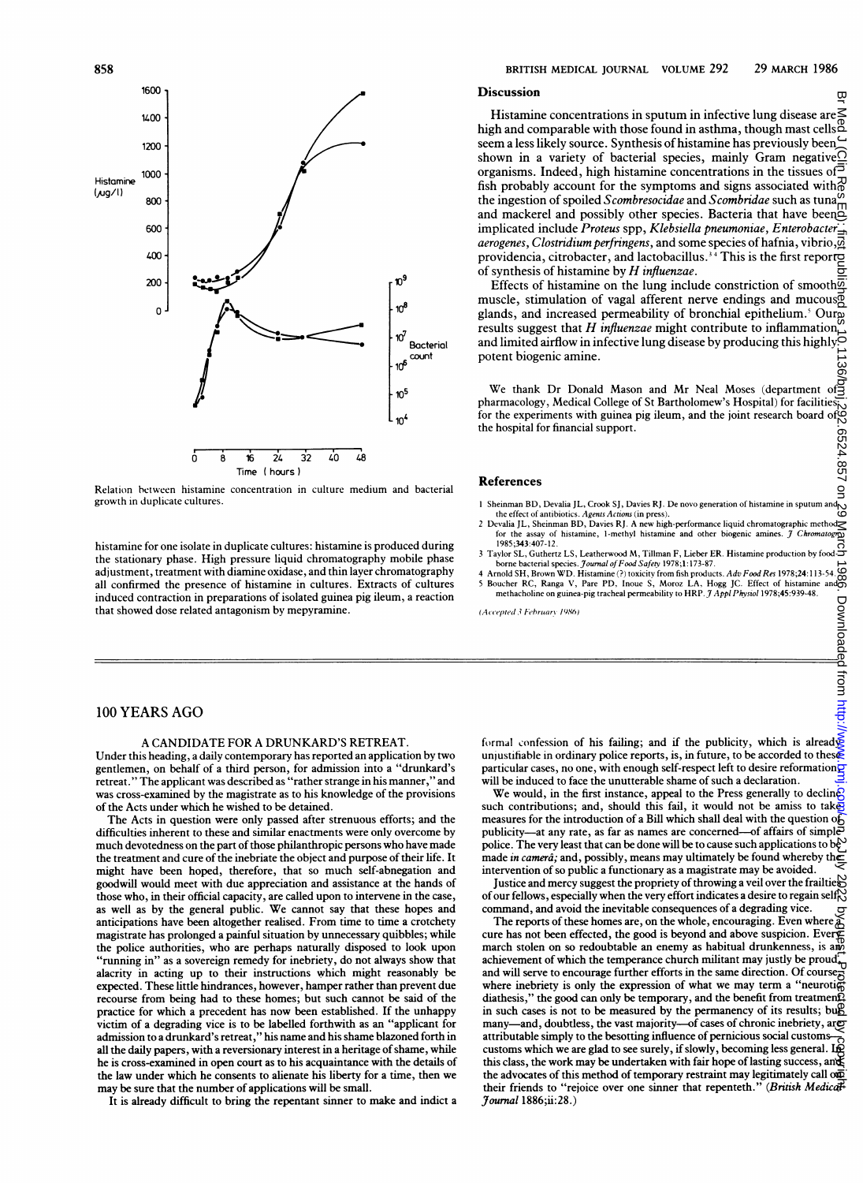1600

1400

1200

Histamine (µg/l)

1000

800

600

400

200

0

$10^9$

$10^8$

$10^7$

$10^6$

$10^5$

$10^4$

Bacterial count

0 8 16 24 32 40 48

Time ( hours )

Relation between histamine concentration in culture medium and bacterial growth in duplicate cultures.

histamine for one isolate in duplicate cultures: histamine is produced during the stationary phase. High pressure liquid chromatography mobile phase adjustment, treatment with diamine oxidase, and thin layer chromatography all confirmed the presence of histamine in cultures. Extracts of cultures induced contraction in preparations of isolated guinea pig ileum, a reaction that showed dose related antagonism by mepyramine.

## Discussion

Histamine concentrations in sputum in infective lung disease are high and comparable with those found in asthma, though mast cells seem a less likely source. Synthesis of histamine has previously been shown in a variety of bacterial species, mainly Gram negative organisms. Indeed, high histamine concentrations in the tissues of fish probably account for the symptoms and signs associated with the ingestion of spoiled *Scombresocidae* and *Scombridae* such as tuna and mackerel and possibly other species. Bacteria that have been implicated include *Proteus* spp, *Klebsiella pneumoniae*, *Enterobacter aerogenes*, *Clostridium perfringens*, and some species of hafnia, vibrio, providencia, citrobacter, and lactobacillus.[3,4] This is the first report of synthesis of histamine by *H influenzae*.

Effects of histamine on the lung include constriction of smooth muscle, stimulation of vagal afferent nerve endings and mucous glands, and increased permeability of bronchial epithelium.[5] Our results suggest that *H influenzae* might contribute to inflammation and limited airflow in infective lung disease by producing this highly potent biogenic amine.

We thank Dr Donald Mason and Mr Neal Moses (department of pharmacology, Medical College of St Bartholomew's Hospital) for facilities for the experiments with guinea pig ileum, and the joint research board of the hospital for financial support.

## References

1 Sheinman BD, Devalia JL, Crook SJ, Davies RJ. De novo generation of histamine in sputum and the effect of antibiotics. *Agents Actions* (in press).
2 Devalia JL, Sheinman BD, Davies RJ. A new high-performance liquid chromatographic method for the assay of histamine, 1-methyl histamine and other biogenic amines. *J Chromatogr* 1985;343:407-12.
3 Taylor SL, Guthertz LS, Leatherwood M, Tillman F, Lieber ER. Histamine production by food-borne bacterial species. *Journal of Food Safety* 1978;1:173-87.
4 Arnold SH, Brown WD. Histamine (?) toxicity from fish products. *Adv Food Res* 1978;24:113-54.
5 Boucher RC, Ranga V, Pare PD, Inoue S, Moroz LA, Hogg JC. Effect of histamine and methacholine on guinea-pig tracheal permeability to HRP. *J Appl Physiol* 1978;45:939-48.

(*Accepted 3 February 1986*)

## 100 YEARS AGO

### A CANDIDATE FOR A DRUNKARD'S RETREAT.

Under this heading, a daily contemporary has reported an application by two gentlemen, on behalf of a third person, for admission into a "drunkard's retreat." The applicant was described as "rather strange in his manner," and was cross-examined by the magistrate as to his knowledge of the provisions of the Acts under which he wished to be detained.

The Acts in question were only passed after strenuous efforts; and the difficulties inherent to these and similar enactments were only overcome by much devotedness on the part of those philanthropic persons who have made the treatment and cure of the inebriate the object and purpose of their life. It might have been hoped, therefore, that so much self-abnegation and goodwill would meet with due appreciation and assistance at the hands of those who, in their official capacity, are called upon to intervene in the case, as well as by the general public. We cannot say that these hopes and anticipations have been altogether realised. From time to time a crotchety magistrate has prolonged a painful situation by unnecessary quibbles; while the police authorities, who are perhaps naturally disposed to look upon "running in" as a sovereign remedy for inebriety, do not always show that alacrity in acting up to their instructions which might reasonably be expected. These little hindrances, however, hamper rather than prevent due recourse from being had to these homes; but such cannot be said of the practice for which a precedent has now been established. If the unhappy victim of a degrading vice is to be labelled forthwith as an "applicant for admission to a drunkard's retreat," his name and his shame blazoned forth in all the daily papers, with a reversionary interest in a heritage of shame, while he is cross-examined in open court as to his acquaintance with the details of the law under which he consents to alienate his liberty for a time, then we may be sure that the number of applications will be small.

It is already difficult to bring the repentant sinner to make and indict a formal confession of his failing; and if the publicity, which is already unjustifiable in ordinary police reports, is, in future, to be accorded to these particular cases, no one, with enough self-respect left to desire reformation, will be induced to face the unutterable shame of such a declaration.

We would, in the first instance, appeal to the Press generally to decline such contributions; and, should this fail, it would not be amiss to take measures for the introduction of a Bill which shall deal with the question of publicity—at any rate, as far as names are concerned—of affairs of simple police. The very least that can be done will be to cause such applications to be made *in camerâ*; and, possibly, means may ultimately be found whereby the intervention of so public a functionary as a magistrate may be avoided.

Justice and mercy suggest the propriety of throwing a veil over the frailties of our fellows, especially when the very effort indicates a desire to regain self-command, and avoid the inevitable consequences of a degrading vice.

The reports of these homes are, on the whole, encouraging. Even where a cure has not been effected, the good is beyond and above suspicion. Every march stolen on so redoubtable an enemy as habitual drunkenness, is an achievement of which the temperance church militant may justly be proud, and will serve to encourage further efforts in the same direction. Of course, where inebriety is only the expression of what we may term a "neurotic diathesis," the good can only be temporary, and the benefit from treatment in such cases is not to be measured by the permanency of its results; but many—and, doubtless, the vast majority—of cases of chronic inebriety, are attributable simply to the besotting influence of pernicious social customs—customs which we are glad to see surely, if slowly, becoming less general. In this class, the work may be undertaken with fair hope of lasting success, and the advocates of this method of temporary restraint may legitimately call on their friends to "rejoice over one sinner that repenteth." (*British Medical Journal* 1886;ii:28.)